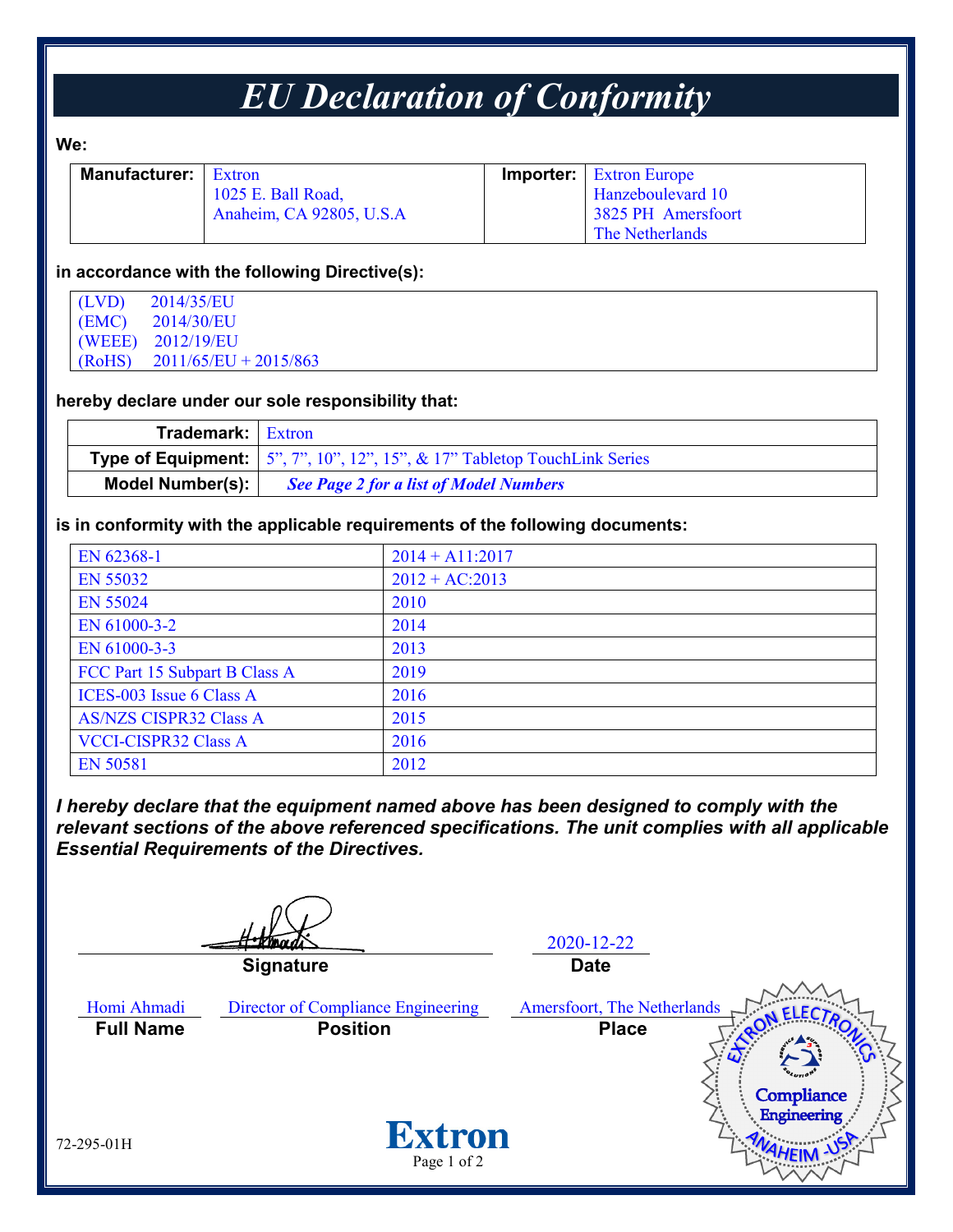# EU Declaration of Conformity

**We:**

| | | | |
|---|---|---|---|
| **Manufacturer:** | Extron<br>1025 E. Ball Road,<br>Anaheim, CA 92805, U.S.A | **Importer:** | Extron Europe<br>Hanzeboulevard 10<br>3825 PH Amersfoort<br>The Netherlands |

**in accordance with the following Directive(s):**

(LVD) 2014/35/EU
(EMC) 2014/30/EU
(WEEE) 2012/19/EU
(RoHS) 2011/65/EU + 2015/863

**hereby declare under our sole responsibility that:**

| | |
|---|---|
| **Trademark:** | Extron |
| **Type of Equipment:** | 5", 7", 10", 12", 15", & 17" Tabletop TouchLink Series |
| **Model Number(s):** | ***See Page 2 for a list of Model Numbers*** |

**is in conformity with the applicable requirements of the following documents:**

| | |
|---|---|
| EN 62368-1 | 2014 + A11:2017 |
| EN 55032 | 2012 + AC:2013 |
| EN 55024 | 2010 |
| EN 61000-3-2 | 2014 |
| EN 61000-3-3 | 2013 |
| FCC Part 15 Subpart B Class A | 2019 |
| ICES-003 Issue 6 Class A | 2016 |
| AS/NZS CISPR32 Class A | 2015 |
| VCCI-CISPR32 Class A | 2016 |
| EN 50581 | 2012 |

***I hereby declare that the equipment named above has been designed to comply with the relevant sections of the above referenced specifications. The unit complies with all applicable Essential Requirements of the Directives.***

**Signature** 

2020-12-22
**Date**

Homi Ahmadi
**Full Name**

Director of Compliance Engineering
**Position**

Amersfoort, The Netherlands
**Place**

Extron Electronics Compliance Engineering Anaheim - USA

72-295-01H

Extron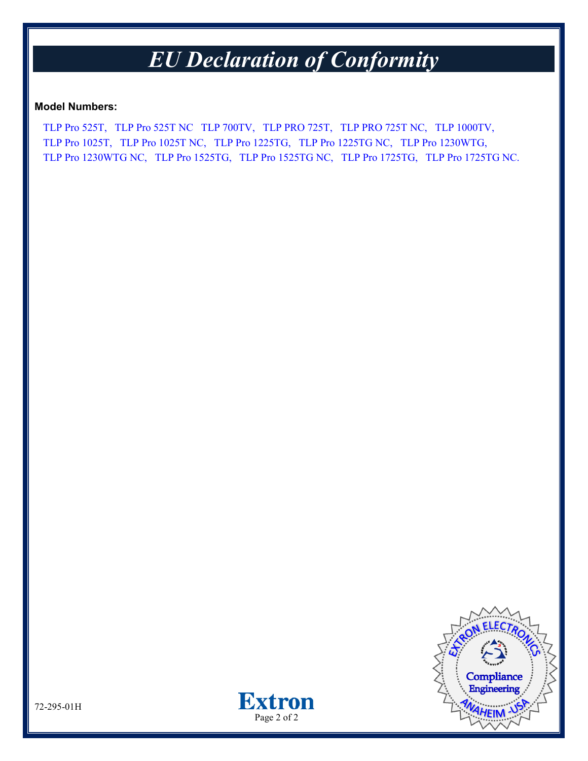# *EU Declaration of Conformity*

**Model Numbers:**

TLP Pro 525T, TLP Pro 525T NC TLP 700TV, TLP PRO 725T, TLP PRO 725T NC, TLP 1000TV, TLP Pro 1025T, TLP Pro 1025T NC, TLP Pro 1225TG, TLP Pro 1225TG NC, TLP Pro 1230WTG, TLP Pro 1230WTG NC, TLP Pro 1525TG, TLP Pro 1525TG NC, TLP Pro 1725TG, TLP Pro 1725TG NC.

72-295-01H

Extron

EXTRON ELECTRONICS Compliance Engineering ANAHEIM -USA